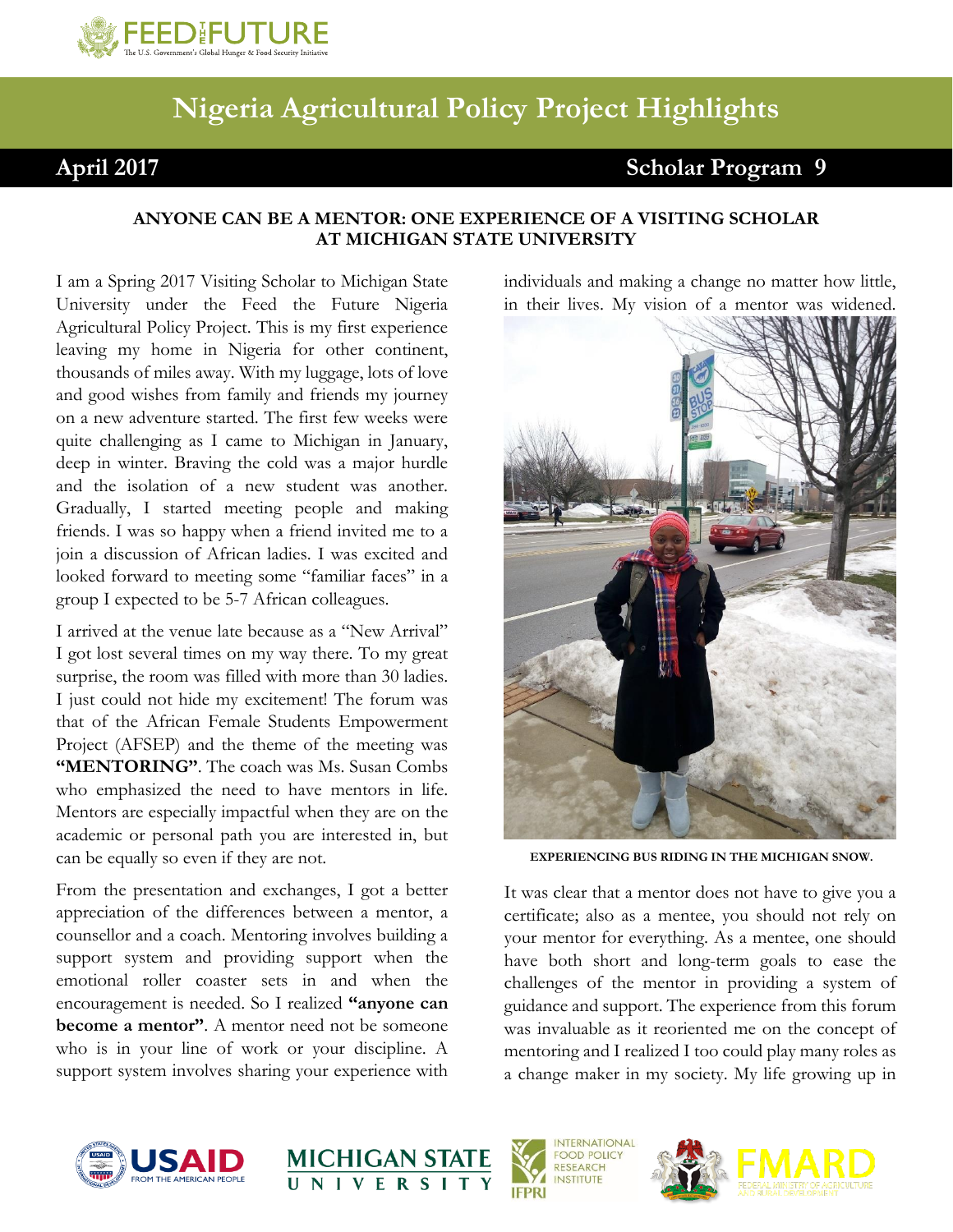# Nigeria Agricultural Policy Project Highlights

**April 2017** | **Scholar Program 9**

## ANYONE CAN BE A MENTOR: ONE EXPERIENCE OF A VISITING SCHOLAR AT MICHIGAN STATE UNIVERSITY

I am a Spring 2017 Visiting Scholar to Michigan State University under the Feed the Future Nigeria Agricultural Policy Project. This is my first experience leaving my home in Nigeria for other continent, thousands of miles away. With my luggage, lots of love and good wishes from family and friends my journey on a new adventure started. The first few weeks were quite challenging as I came to Michigan in January, deep in winter. Braving the cold was a major hurdle and the isolation of a new student was another. Gradually, I started meeting people and making friends. I was so happy when a friend invited me to a join a discussion of African ladies. I was excited and looked forward to meeting some "familiar faces" in a group I expected to be 5-7 African colleagues.

I arrived at the venue late because as a "New Arrival" I got lost several times on my way there. To my great surprise, the room was filled with more than 30 ladies. I just could not hide my excitement! The forum was that of the African Female Students Empowerment Project (AFSEP) and the theme of the meeting was **"MENTORING"**. The coach was Ms. Susan Combs who emphasized the need to have mentors in life. Mentors are especially impactful when they are on the academic or personal path you are interested in, but can be equally so even if they are not.

From the presentation and exchanges, I got a better appreciation of the differences between a mentor, a counsellor and a coach. Mentoring involves building a support system and providing support when the emotional roller coaster sets in and when the encouragement is needed. So I realized **"anyone can become a mentor"**. A mentor need not be someone who is in your line of work or your discipline. A support system involves sharing your experience with individuals and making a change no matter how little, in their lives. My vision of a mentor was widened.

EXPERIENCING BUS RIDING IN THE MICHIGAN SNOW.

It was clear that a mentor does not have to give you a certificate; also as a mentee, you should not rely on your mentor for everything. As a mentee, one should have both short and long-term goals to ease the challenges of the mentor in providing a system of guidance and support. The experience from this forum was invaluable as it reoriented me on the concept of mentoring and I realized I too could play many roles as a change maker in my society. My life growing up in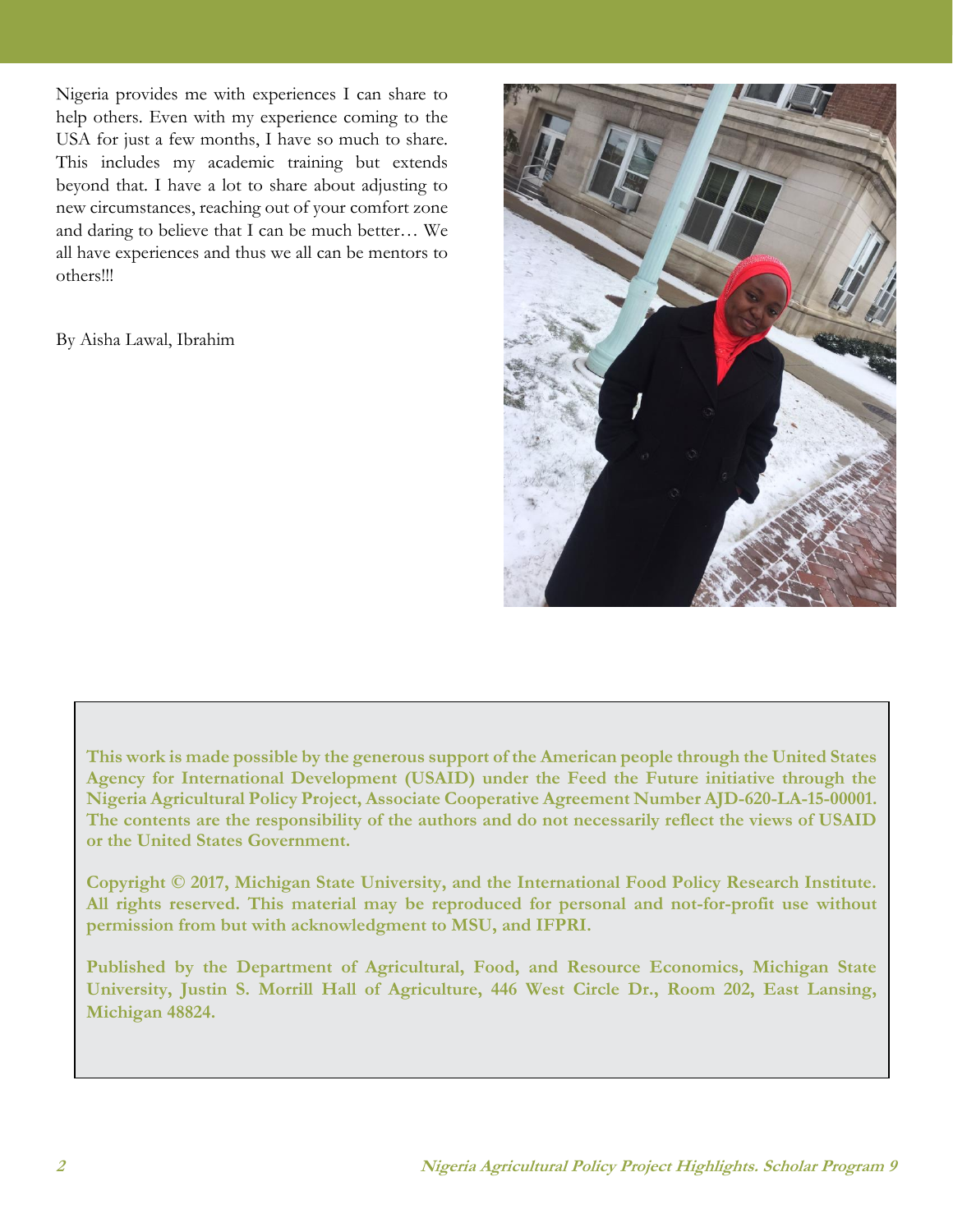Nigeria provides me with experiences I can share to help others. Even with my experience coming to the USA for just a few months, I have so much to share. This includes my academic training but extends beyond that. I have a lot to share about adjusting to new circumstances, reaching out of your comfort zone and daring to believe that I can be much better… We all have experiences and thus we all can be mentors to others!!!

By Aisha Lawal, Ibrahim

**This work is made possible by the generous support of the American people through the United States Agency for International Development (USAID) under the Feed the Future initiative through the Nigeria Agricultural Policy Project, Associate Cooperative Agreement Number AJD-620-LA-15-00001. The contents are the responsibility of the authors and do not necessarily reflect the views of USAID or the United States Government.**

**Copyright © 2017, Michigan State University, and the International Food Policy Research Institute. All rights reserved. This material may be reproduced for personal and not-for-profit use without permission from but with acknowledgment to MSU, and IFPRI.**

**Published by the Department of Agricultural, Food, and Resource Economics, Michigan State University, Justin S. Morrill Hall of Agriculture, 446 West Circle Dr., Room 202, East Lansing, Michigan 48824.**